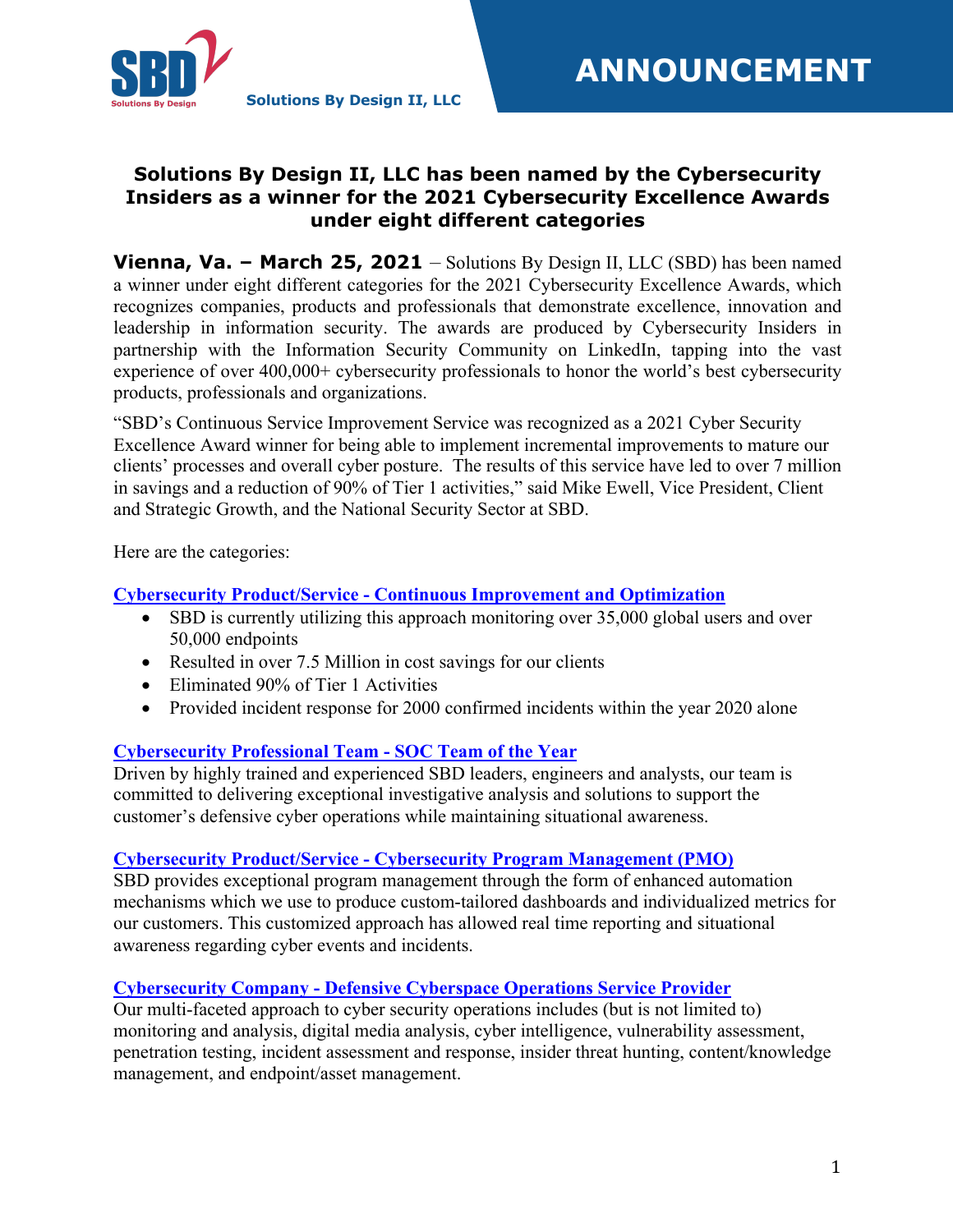Solutions By Design II, LLC

ANNOUNCEMENT

## Solutions By Design II, LLC has been named by the Cybersecurity Insiders as a winner for the 2021 Cybersecurity Excellence Awards under eight different categories

**Vienna, Va. – March 25, 2021** – Solutions By Design II, LLC (SBD) has been named a winner under eight different categories for the 2021 Cybersecurity Excellence Awards, which recognizes companies, products and professionals that demonstrate excellence, innovation and leadership in information security. The awards are produced by Cybersecurity Insiders in partnership with the Information Security Community on LinkedIn, tapping into the vast experience of over 400,000+ cybersecurity professionals to honor the world's best cybersecurity products, professionals and organizations.

"SBD's Continuous Service Improvement Service was recognized as a 2021 Cyber Security Excellence Award winner for being able to implement incremental improvements to mature our clients' processes and overall cyber posture. The results of this service have led to over 7 million in savings and a reduction of 90% of Tier 1 activities," said Mike Ewell, Vice President, Client and Strategic Growth, and the National Security Sector at SBD.

Here are the categories:

### Cybersecurity Product/Service - Continuous Improvement and Optimization

- SBD is currently utilizing this approach monitoring over 35,000 global users and over 50,000 endpoints
- Resulted in over 7.5 Million in cost savings for our clients
- Eliminated 90% of Tier 1 Activities
- Provided incident response for 2000 confirmed incidents within the year 2020 alone

### Cybersecurity Professional Team - SOC Team of the Year

Driven by highly trained and experienced SBD leaders, engineers and analysts, our team is committed to delivering exceptional investigative analysis and solutions to support the customer's defensive cyber operations while maintaining situational awareness.

### Cybersecurity Product/Service - Cybersecurity Program Management (PMO)

SBD provides exceptional program management through the form of enhanced automation mechanisms which we use to produce custom-tailored dashboards and individualized metrics for our customers. This customized approach has allowed real time reporting and situational awareness regarding cyber events and incidents.

### Cybersecurity Company - Defensive Cyberspace Operations Service Provider

Our multi-faceted approach to cyber security operations includes (but is not limited to) monitoring and analysis, digital media analysis, cyber intelligence, vulnerability assessment, penetration testing, incident assessment and response, insider threat hunting, content/knowledge management, and endpoint/asset management.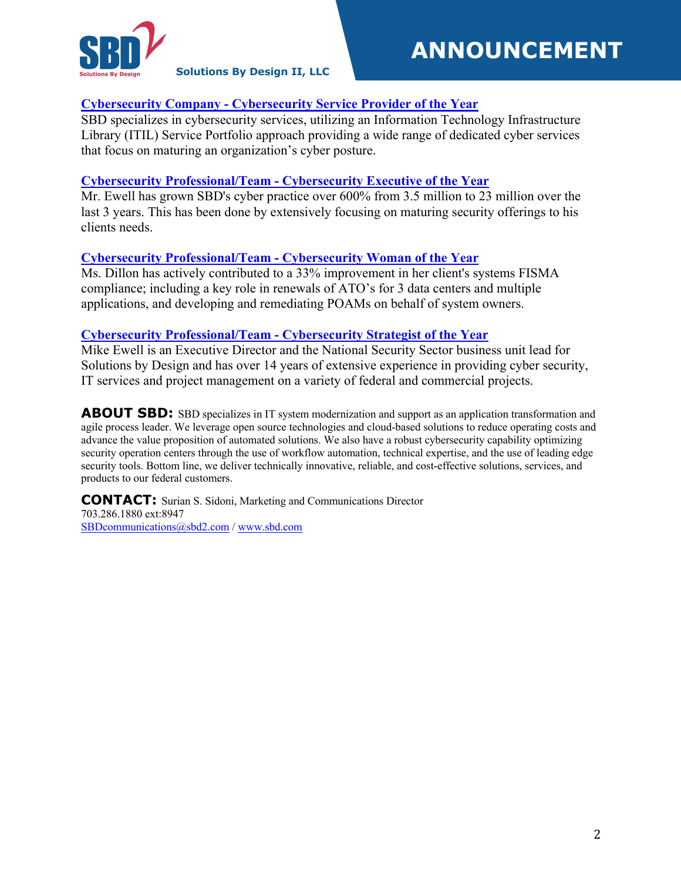**Cybersecurity Company - Cybersecurity Service Provider of the Year**

SBD specializes in cybersecurity services, utilizing an Information Technology Infrastructure Library (ITIL) Service Portfolio approach providing a wide range of dedicated cyber services that focus on maturing an organization's cyber posture.

**Cybersecurity Professional/Team - Cybersecurity Executive of the Year**

Mr. Ewell has grown SBD's cyber practice over 600% from 3.5 million to 23 million over the last 3 years. This has been done by extensively focusing on maturing security offerings to his clients needs.

**Cybersecurity Professional/Team - Cybersecurity Woman of the Year**

Ms. Dillon has actively contributed to a 33% improvement in her client's systems FISMA compliance; including a key role in renewals of ATO's for 3 data centers and multiple applications, and developing and remediating POAMs on behalf of system owners.

**Cybersecurity Professional/Team - Cybersecurity Strategist of the Year**

Mike Ewell is an Executive Director and the National Security Sector business unit lead for Solutions by Design and has over 14 years of extensive experience in providing cyber security, IT services and project management on a variety of federal and commercial projects.

**ABOUT SBD:** SBD specializes in IT system modernization and support as an application transformation and agile process leader. We leverage open source technologies and cloud-based solutions to reduce operating costs and advance the value proposition of automated solutions. We also have a robust cybersecurity capability optimizing security operation centers through the use of workflow automation, technical expertise, and the use of leading edge security tools. Bottom line, we deliver technically innovative, reliable, and cost-effective solutions, services, and products to our federal customers.

**CONTACT:** Surian S. Sidoni, Marketing and Communications Director
703.286.1880 ext:8947
SBDcommunications@sbd2.com / www.sbd.com